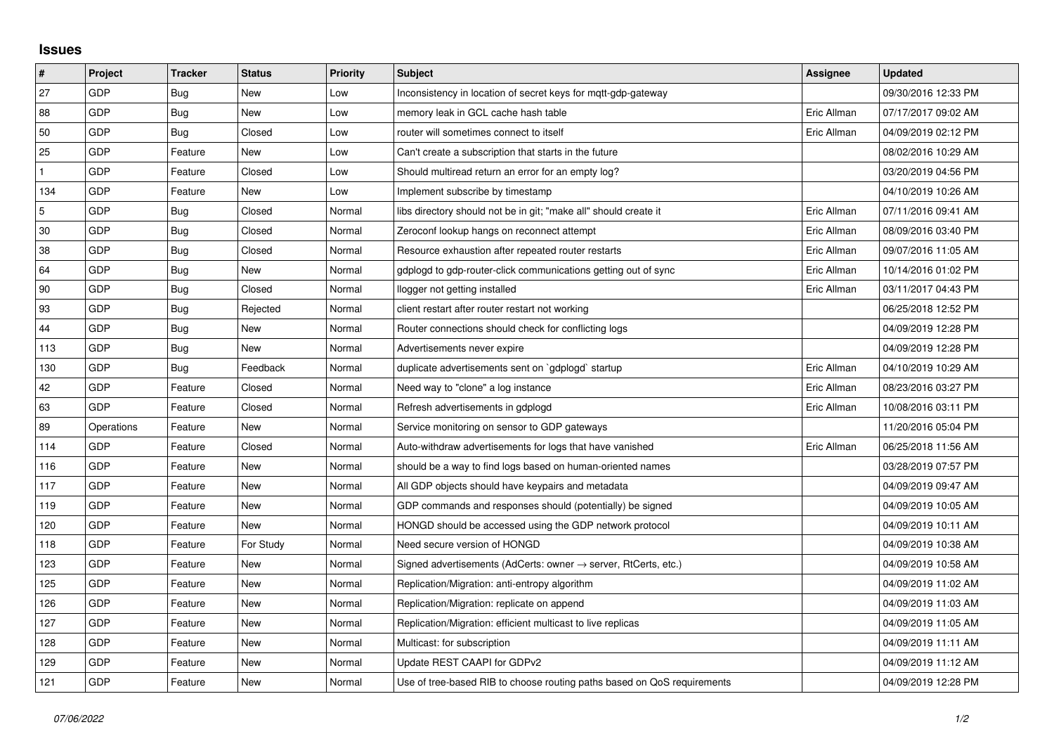## Issues

| # | Project | Tracker | Status | Priority | Subject | Assignee | Updated |
|---|---|---|---|---|---|---|---|
| 27 | GDP | Bug | New | Low | Inconsistency in location of secret keys for mqtt-gdp-gateway | | 09/30/2016 12:33 PM |
| 88 | GDP | Bug | New | Low | memory leak in GCL cache hash table | Eric Allman | 07/17/2017 09:02 AM |
| 50 | GDP | Bug | Closed | Low | router will sometimes connect to itself | Eric Allman | 04/09/2019 02:12 PM |
| 25 | GDP | Feature | New | Low | Can't create a subscription that starts in the future | | 08/02/2016 10:29 AM |
| 1 | GDP | Feature | Closed | Low | Should multiread return an error for an empty log? | | 03/20/2019 04:56 PM |
| 134 | GDP | Feature | New | Low | Implement subscribe by timestamp | | 04/10/2019 10:26 AM |
| 5 | GDP | Bug | Closed | Normal | libs directory should not be in git; "make all" should create it | Eric Allman | 07/11/2016 09:41 AM |
| 30 | GDP | Bug | Closed | Normal | Zeroconf lookup hangs on reconnect attempt | Eric Allman | 08/09/2016 03:40 PM |
| 38 | GDP | Bug | Closed | Normal | Resource exhaustion after repeated router restarts | Eric Allman | 09/07/2016 11:05 AM |
| 64 | GDP | Bug | New | Normal | gdplogd to gdp-router-click communications getting out of sync | Eric Allman | 10/14/2016 01:02 PM |
| 90 | GDP | Bug | Closed | Normal | llogger not getting installed | Eric Allman | 03/11/2017 04:43 PM |
| 93 | GDP | Bug | Rejected | Normal | client restart after router restart not working | | 06/25/2018 12:52 PM |
| 44 | GDP | Bug | New | Normal | Router connections should check for conflicting logs | | 04/09/2019 12:28 PM |
| 113 | GDP | Bug | New | Normal | Advertisements never expire | | 04/09/2019 12:28 PM |
| 130 | GDP | Bug | Feedback | Normal | duplicate advertisements sent on `gdplogd` startup | Eric Allman | 04/10/2019 10:29 AM |
| 42 | GDP | Feature | Closed | Normal | Need way to "clone" a log instance | Eric Allman | 08/23/2016 03:27 PM |
| 63 | GDP | Feature | Closed | Normal | Refresh advertisements in gdplogd | Eric Allman | 10/08/2016 03:11 PM |
| 89 | Operations | Feature | New | Normal | Service monitoring on sensor to GDP gateways | | 11/20/2016 05:04 PM |
| 114 | GDP | Feature | Closed | Normal | Auto-withdraw advertisements for logs that have vanished | Eric Allman | 06/25/2018 11:56 AM |
| 116 | GDP | Feature | New | Normal | should be a way to find logs based on human-oriented names | | 03/28/2019 07:57 PM |
| 117 | GDP | Feature | New | Normal | All GDP objects should have keypairs and metadata | | 04/09/2019 09:47 AM |
| 119 | GDP | Feature | New | Normal | GDP commands and responses should (potentially) be signed | | 04/09/2019 10:05 AM |
| 120 | GDP | Feature | New | Normal | HONGD should be accessed using the GDP network protocol | | 04/09/2019 10:11 AM |
| 118 | GDP | Feature | For Study | Normal | Need secure version of HONGD | | 04/09/2019 10:38 AM |
| 123 | GDP | Feature | New | Normal | Signed advertisements (AdCerts: owner → server, RtCerts, etc.) | | 04/09/2019 10:58 AM |
| 125 | GDP | Feature | New | Normal | Replication/Migration: anti-entropy algorithm | | 04/09/2019 11:02 AM |
| 126 | GDP | Feature | New | Normal | Replication/Migration: replicate on append | | 04/09/2019 11:03 AM |
| 127 | GDP | Feature | New | Normal | Replication/Migration: efficient multicast to live replicas | | 04/09/2019 11:05 AM |
| 128 | GDP | Feature | New | Normal | Multicast: for subscription | | 04/09/2019 11:11 AM |
| 129 | GDP | Feature | New | Normal | Update REST CAAPI for GDPv2 | | 04/09/2019 11:12 AM |
| 121 | GDP | Feature | New | Normal | Use of tree-based RIB to choose routing paths based on QoS requirements | | 04/09/2019 12:28 PM |

*07/06/2022*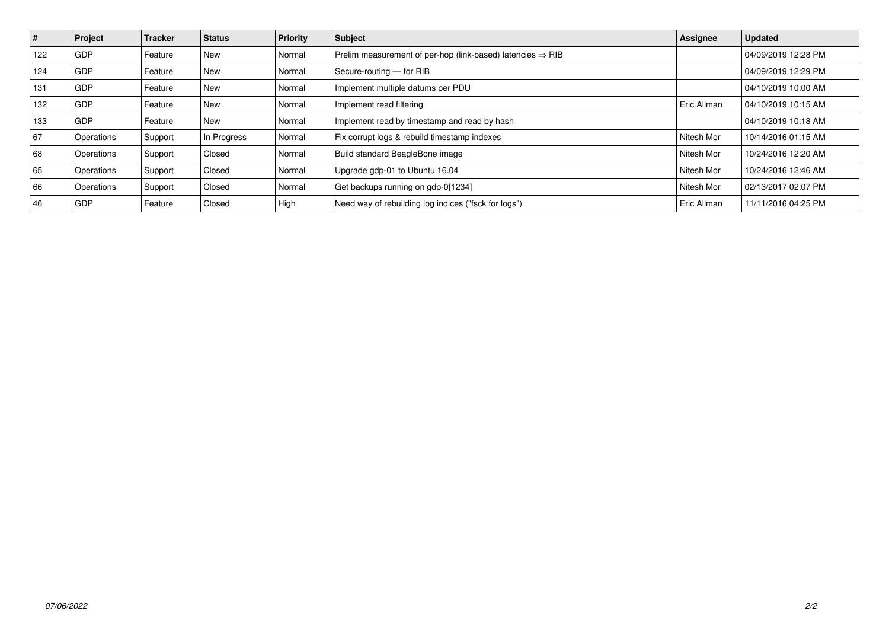| # | Project | Tracker | Status | Priority | Subject | Assignee | Updated |
|---|---|---|---|---|---|---|---|
| 122 | GDP | Feature | New | Normal | Prelim measurement of per-hop (link-based) latencies ⇒ RIB | | 04/09/2019 12:28 PM |
| 124 | GDP | Feature | New | Normal | Secure-routing — for RIB | | 04/09/2019 12:29 PM |
| 131 | GDP | Feature | New | Normal | Implement multiple datums per PDU | | 04/10/2019 10:00 AM |
| 132 | GDP | Feature | New | Normal | Implement read filtering | Eric Allman | 04/10/2019 10:15 AM |
| 133 | GDP | Feature | New | Normal | Implement read by timestamp and read by hash | | 04/10/2019 10:18 AM |
| 67 | Operations | Support | In Progress | Normal | Fix corrupt logs & rebuild timestamp indexes | Nitesh Mor | 10/14/2016 01:15 AM |
| 68 | Operations | Support | Closed | Normal | Build standard BeagleBone image | Nitesh Mor | 10/24/2016 12:20 AM |
| 65 | Operations | Support | Closed | Normal | Upgrade gdp-01 to Ubuntu 16.04 | Nitesh Mor | 10/24/2016 12:46 AM |
| 66 | Operations | Support | Closed | Normal | Get backups running on gdp-0[1234] | Nitesh Mor | 02/13/2017 02:07 PM |
| 46 | GDP | Feature | Closed | High | Need way of rebuilding log indices ("fsck for logs") | Eric Allman | 11/11/2016 04:25 PM |